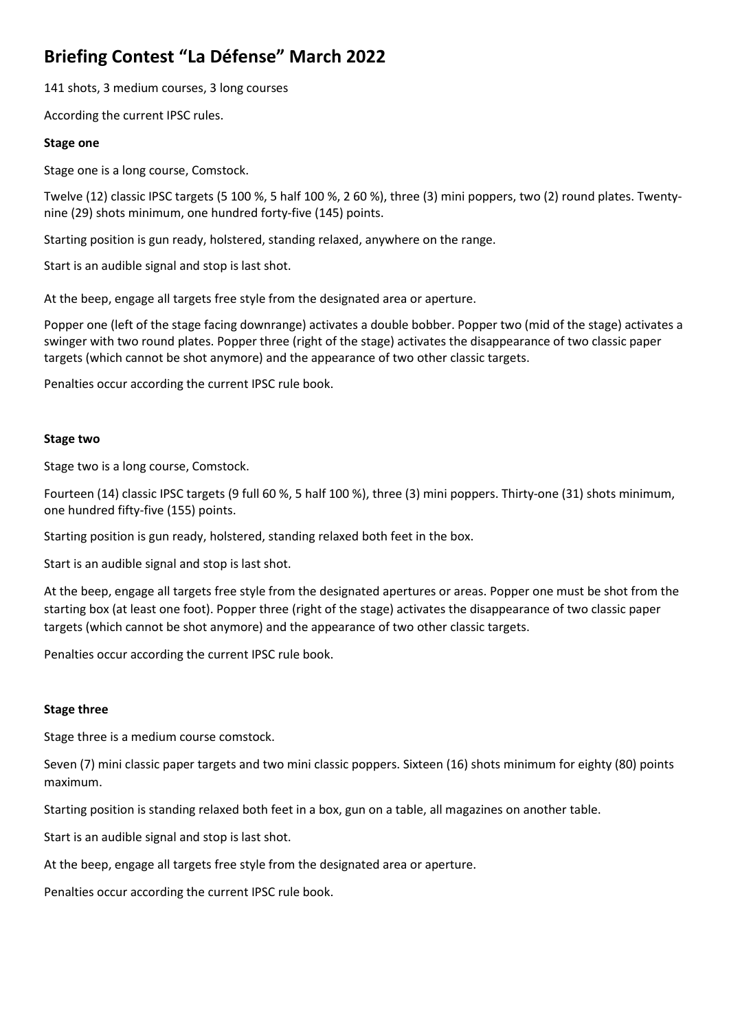# Briefing Contest "La Défense" March 2022

141 shots, 3 medium courses, 3 long courses

According the current IPSC rules.

**Stage one**

Stage one is a long course, Comstock.

Twelve (12) classic IPSC targets (5 100 %, 5 half 100 %, 2 60 %), three (3) mini poppers, two (2) round plates. Twenty-nine (29) shots minimum, one hundred forty-five (145) points.

Starting position is gun ready, holstered, standing relaxed, anywhere on the range.

Start is an audible signal and stop is last shot.

At the beep, engage all targets free style from the designated area or aperture.

Popper one (left of the stage facing downrange) activates a double bobber. Popper two (mid of the stage) activates a swinger with two round plates. Popper three (right of the stage) activates the disappearance of two classic paper targets (which cannot be shot anymore) and the appearance of two other classic targets.

Penalties occur according the current IPSC rule book.

**Stage two**

Stage two is a long course, Comstock.

Fourteen (14) classic IPSC targets (9 full 60 %, 5 half 100 %), three (3) mini poppers. Thirty-one (31) shots minimum, one hundred fifty-five (155) points.

Starting position is gun ready, holstered, standing relaxed both feet in the box.

Start is an audible signal and stop is last shot.

At the beep, engage all targets free style from the designated apertures or areas. Popper one must be shot from the starting box (at least one foot). Popper three (right of the stage) activates the disappearance of two classic paper targets (which cannot be shot anymore) and the appearance of two other classic targets.

Penalties occur according the current IPSC rule book.

**Stage three**

Stage three is a medium course comstock.

Seven (7) mini classic paper targets and two mini classic poppers. Sixteen (16) shots minimum for eighty (80) points maximum.

Starting position is standing relaxed both feet in a box, gun on a table, all magazines on another table.

Start is an audible signal and stop is last shot.

At the beep, engage all targets free style from the designated area or aperture.

Penalties occur according the current IPSC rule book.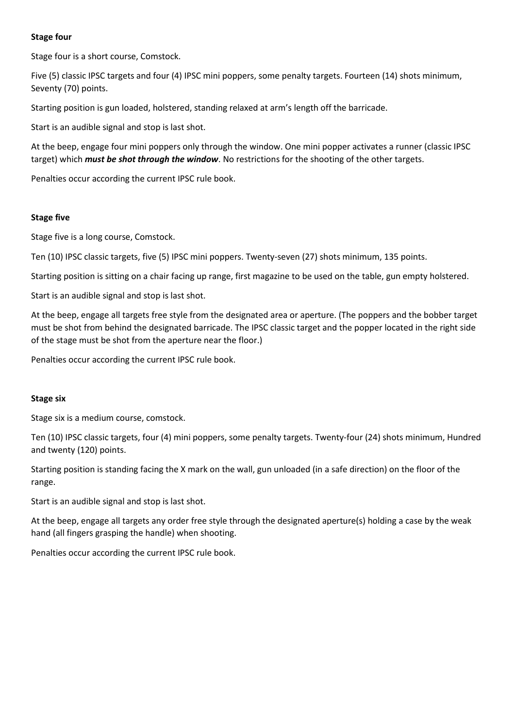**Stage four**

Stage four is a short course, Comstock.

Five (5) classic IPSC targets and four (4) IPSC mini poppers, some penalty targets. Fourteen (14) shots minimum, Seventy (70) points.

Starting position is gun loaded, holstered, standing relaxed at arm's length off the barricade.

Start is an audible signal and stop is last shot.

At the beep, engage four mini poppers only through the window. One mini popper activates a runner (classic IPSC target) which ***must be shot through the window***. No restrictions for the shooting of the other targets.

Penalties occur according the current IPSC rule book.

**Stage five**

Stage five is a long course, Comstock.

Ten (10) IPSC classic targets, five (5) IPSC mini poppers. Twenty-seven (27) shots minimum, 135 points.

Starting position is sitting on a chair facing up range, first magazine to be used on the table, gun empty holstered.

Start is an audible signal and stop is last shot.

At the beep, engage all targets free style from the designated area or aperture. (The poppers and the bobber target must be shot from behind the designated barricade. The IPSC classic target and the popper located in the right side of the stage must be shot from the aperture near the floor.)

Penalties occur according the current IPSC rule book.

**Stage six**

Stage six is a medium course, comstock.

Ten (10) IPSC classic targets, four (4) mini poppers, some penalty targets. Twenty-four (24) shots minimum, Hundred and twenty (120) points.

Starting position is standing facing the X mark on the wall, gun unloaded (in a safe direction) on the floor of the range.

Start is an audible signal and stop is last shot.

At the beep, engage all targets any order free style through the designated aperture(s) holding a case by the weak hand (all fingers grasping the handle) when shooting.

Penalties occur according the current IPSC rule book.